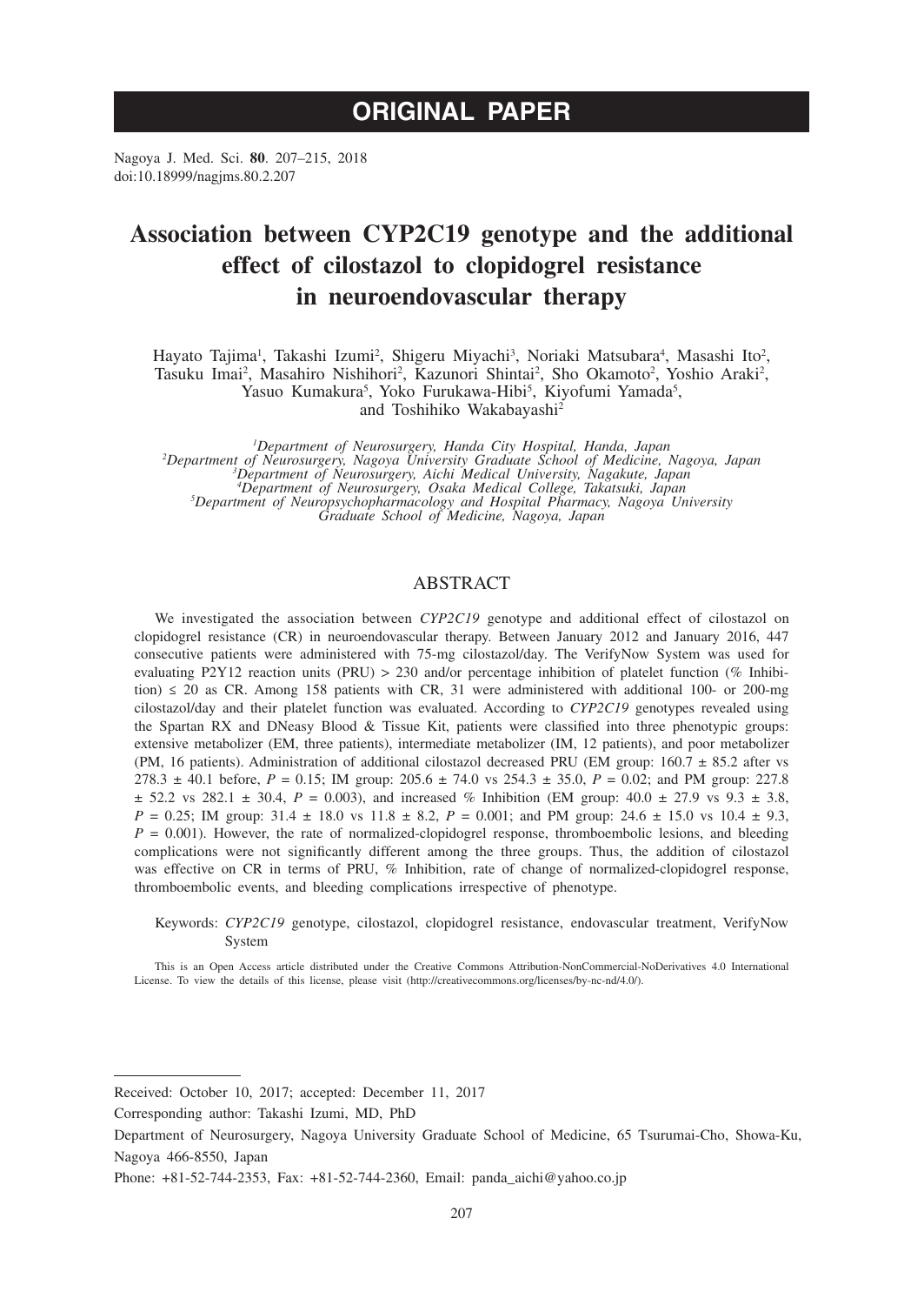# ORIGINAL PAPER

Nagoya J. Med. Sci. **80**. 207–215, 2018
doi:10.18999/nagjms.80.2.207

# Association between CYP2C19 genotype and the additional effect of cilostazol to clopidogrel resistance in neuroendovascular therapy

Hayato Tajima[1], Takashi Izumi[2], Shigeru Miyachi[3], Noriaki Matsubara[4], Masashi Ito[2], Tasuku Imai[2], Masahiro Nishihori[2], Kazunori Shintai[2], Sho Okamoto[2], Yoshio Araki[2], Yasuo Kumakura[5], Yoko Furukawa-Hibi[5], Kiyofumi Yamada[5], and Toshihiko Wakabayashi[2]

*[1]Department of Neurosurgery, Handa City Hospital, Handa, Japan*
*[2]Department of Neurosurgery, Nagoya University Graduate School of Medicine, Nagoya, Japan*
*[3]Department of Neurosurgery, Aichi Medical University, Nagakute, Japan*
*[4]Department of Neurosurgery, Osaka Medical College, Takatsuki, Japan*
*[5]Department of Neuropsychopharmacology and Hospital Pharmacy, Nagoya University Graduate School of Medicine, Nagoya, Japan*

## ABSTRACT

We investigated the association between *CYP2C19* genotype and additional effect of cilostazol on clopidogrel resistance (CR) in neuroendovascular therapy. Between January 2012 and January 2016, 447 consecutive patients were administered with 75-mg cilostazol/day. The VerifyNow System was used for evaluating P2Y12 reaction units (PRU) > 230 and/or percentage inhibition of platelet function (% Inhibition) ≤ 20 as CR. Among 158 patients with CR, 31 were administered with additional 100- or 200-mg cilostazol/day and their platelet function was evaluated. According to *CYP2C19* genotypes revealed using the Spartan RX and DNeasy Blood & Tissue Kit, patients were classified into three phenotypic groups: extensive metabolizer (EM, three patients), intermediate metabolizer (IM, 12 patients), and poor metabolizer (PM, 16 patients). Administration of additional cilostazol decreased PRU (EM group: 160.7 ± 85.2 after vs 278.3 ± 40.1 before, $P$ = 0.15; IM group: 205.6 ± 74.0 vs 254.3 ± 35.0, $P$ = 0.02; and PM group: 227.8 ± 52.2 vs 282.1 ± 30.4, $P$ = 0.003), and increased % Inhibition (EM group: 40.0 ± 27.9 vs 9.3 ± 3.8, $P$ = 0.25; IM group: 31.4 ± 18.0 vs 11.8 ± 8.2, $P$ = 0.001; and PM group: 24.6 ± 15.0 vs 10.4 ± 9.3, $P$ = 0.001). However, the rate of normalized-clopidogrel response, thromboembolic lesions, and bleeding complications were not significantly different among the three groups. Thus, the addition of cilostazol was effective on CR in terms of PRU, % Inhibition, rate of change of normalized-clopidogrel response, thromboembolic events, and bleeding complications irrespective of phenotype.

Keywords: *CYP2C19* genotype, cilostazol, clopidogrel resistance, endovascular treatment, VerifyNow System

This is an Open Access article distributed under the Creative Commons Attribution-NonCommercial-NoDerivatives 4.0 International License. To view the details of this license, please visit (http://creativecommons.org/licenses/by-nc-nd/4.0/).

---

Received: October 10, 2017; accepted: December 11, 2017

Corresponding author: Takashi Izumi, MD, PhD

Department of Neurosurgery, Nagoya University Graduate School of Medicine, 65 Tsurumai-Cho, Showa-Ku, Nagoya 466-8550, Japan

Phone: +81-52-744-2353, Fax: +81-52-744-2360, Email: panda_aichi@yahoo.co.jp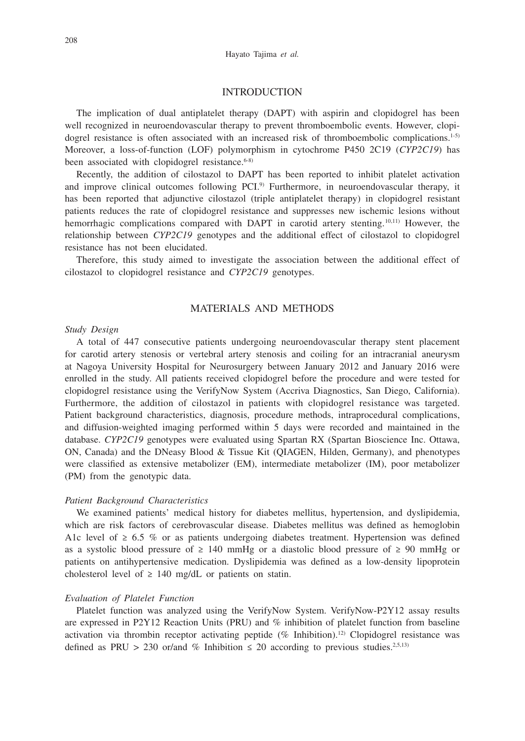## INTRODUCTION

The implication of dual antiplatelet therapy (DAPT) with aspirin and clopidogrel has been well recognized in neuroendovascular therapy to prevent thromboembolic events. However, clopidogrel resistance is often associated with an increased risk of thromboembolic complications.[1-5] Moreover, a loss-of-function (LOF) polymorphism in cytochrome P450 2C19 (*CYP2C19*) has been associated with clopidogrel resistance.[6-8]

Recently, the addition of cilostazol to DAPT has been reported to inhibit platelet activation and improve clinical outcomes following PCI.[9] Furthermore, in neuroendovascular therapy, it has been reported that adjunctive cilostazol (triple antiplatelet therapy) in clopidogrel resistant patients reduces the rate of clopidogrel resistance and suppresses new ischemic lesions without hemorrhagic complications compared with DAPT in carotid artery stenting.[10,11] However, the relationship between *CYP2C19* genotypes and the additional effect of cilostazol to clopidogrel resistance has not been elucidated.

Therefore, this study aimed to investigate the association between the additional effect of cilostazol to clopidogrel resistance and *CYP2C19* genotypes.

## MATERIALS AND METHODS

### *Study Design*

A total of 447 consecutive patients undergoing neuroendovascular therapy stent placement for carotid artery stenosis or vertebral artery stenosis and coiling for an intracranial aneurysm at Nagoya University Hospital for Neurosurgery between January 2012 and January 2016 were enrolled in the study. All patients received clopidogrel before the procedure and were tested for clopidogrel resistance using the VerifyNow System (Accriva Diagnostics, San Diego, California). Furthermore, the addition of cilostazol in patients with clopidogrel resistance was targeted. Patient background characteristics, diagnosis, procedure methods, intraprocedural complications, and diffusion-weighted imaging performed within 5 days were recorded and maintained in the database. *CYP2C19* genotypes were evaluated using Spartan RX (Spartan Bioscience Inc. Ottawa, ON, Canada) and the DNeasy Blood & Tissue Kit (QIAGEN, Hilden, Germany), and phenotypes were classified as extensive metabolizer (EM), intermediate metabolizer (IM), poor metabolizer (PM) from the genotypic data.

### *Patient Background Characteristics*

We examined patients' medical history for diabetes mellitus, hypertension, and dyslipidemia, which are risk factors of cerebrovascular disease. Diabetes mellitus was defined as hemoglobin A1c level of ≥ 6.5 % or as patients undergoing diabetes treatment. Hypertension was defined as a systolic blood pressure of ≥ 140 mmHg or a diastolic blood pressure of ≥ 90 mmHg or patients on antihypertensive medication. Dyslipidemia was defined as a low-density lipoprotein cholesterol level of ≥ 140 mg/dL or patients on statin.

### *Evaluation of Platelet Function*

Platelet function was analyzed using the VerifyNow System. VerifyNow-P2Y12 assay results are expressed in P2Y12 Reaction Units (PRU) and % inhibition of platelet function from baseline activation via thrombin receptor activating peptide (% Inhibition).[12] Clopidogrel resistance was defined as PRU > 230 or/and % Inhibition ≤ 20 according to previous studies.[2,5,13]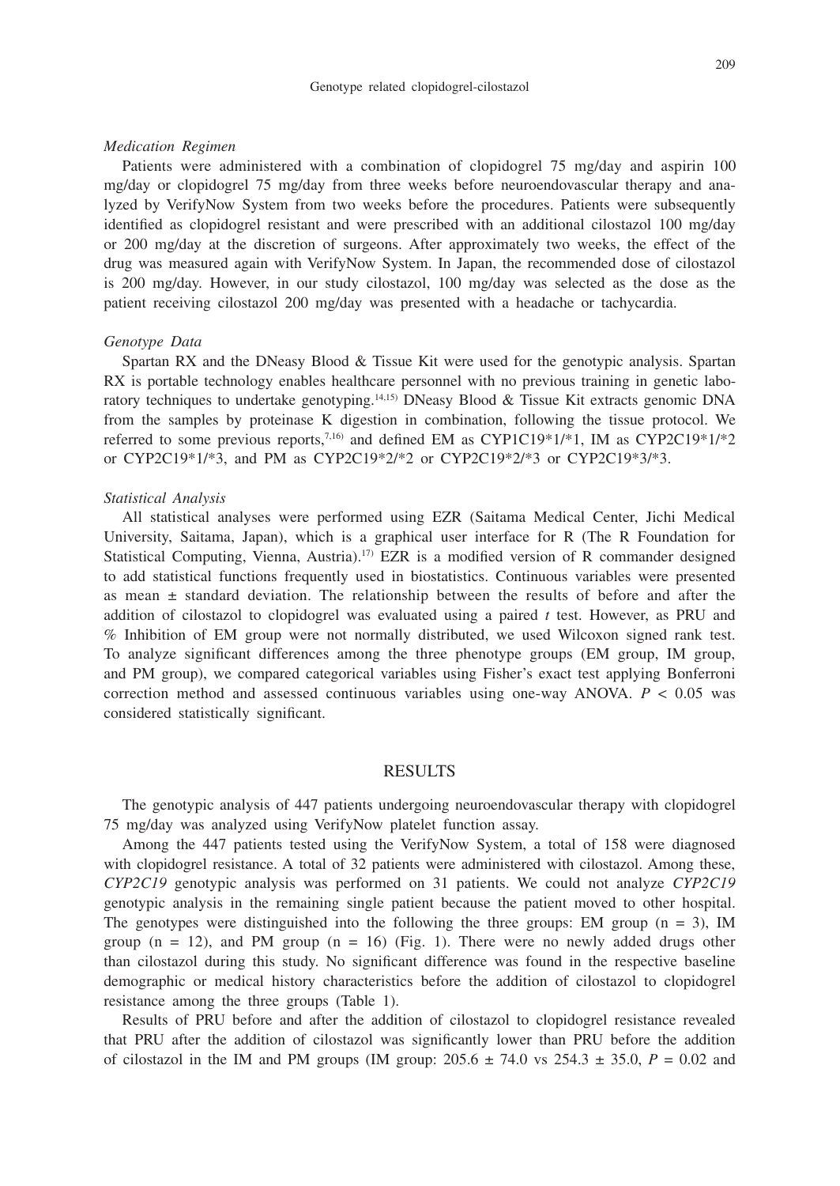*Medication Regimen*

Patients were administered with a combination of clopidogrel 75 mg/day and aspirin 100 mg/day or clopidogrel 75 mg/day from three weeks before neuroendovascular therapy and analyzed by VerifyNow System from two weeks before the procedures. Patients were subsequently identified as clopidogrel resistant and were prescribed with an additional cilostazol 100 mg/day or 200 mg/day at the discretion of surgeons. After approximately two weeks, the effect of the drug was measured again with VerifyNow System. In Japan, the recommended dose of cilostazol is 200 mg/day. However, in our study cilostazol, 100 mg/day was selected as the dose as the patient receiving cilostazol 200 mg/day was presented with a headache or tachycardia.

*Genotype Data*

Spartan RX and the DNeasy Blood & Tissue Kit were used for the genotypic analysis. Spartan RX is portable technology enables healthcare personnel with no previous training in genetic laboratory techniques to undertake genotyping.[14,15] DNeasy Blood & Tissue Kit extracts genomic DNA from the samples by proteinase K digestion in combination, following the tissue protocol. We referred to some previous reports,[7,16] and defined EM as CYP1C19*1/*1, IM as CYP2C19*1/*2 or CYP2C19*1/*3, and PM as CYP2C19*2/*2 or CYP2C19*2/*3 or CYP2C19*3/*3.

*Statistical Analysis*

All statistical analyses were performed using EZR (Saitama Medical Center, Jichi Medical University, Saitama, Japan), which is a graphical user interface for R (The R Foundation for Statistical Computing, Vienna, Austria).[17] EZR is a modified version of R commander designed to add statistical functions frequently used in biostatistics. Continuous variables were presented as mean ± standard deviation. The relationship between the results of before and after the addition of cilostazol to clopidogrel was evaluated using a paired *t* test. However, as PRU and % Inhibition of EM group were not normally distributed, we used Wilcoxon signed rank test. To analyze significant differences among the three phenotype groups (EM group, IM group, and PM group), we compared categorical variables using Fisher's exact test applying Bonferroni correction method and assessed continuous variables using one-way ANOVA. $P < 0.05$ was considered statistically significant.

## RESULTS

The genotypic analysis of 447 patients undergoing neuroendovascular therapy with clopidogrel 75 mg/day was analyzed using VerifyNow platelet function assay.

Among the 447 patients tested using the VerifyNow System, a total of 158 were diagnosed with clopidogrel resistance. A total of 32 patients were administered with cilostazol. Among these, *CYP2C19* genotypic analysis was performed on 31 patients. We could not analyze *CYP2C19* genotypic analysis in the remaining single patient because the patient moved to other hospital. The genotypes were distinguished into the following the three groups: EM group (n = 3), IM group (n = 12), and PM group (n = 16) (Fig. 1). There were no newly added drugs other than cilostazol during this study. No significant difference was found in the respective baseline demographic or medical history characteristics before the addition of cilostazol to clopidogrel resistance among the three groups (Table 1).

Results of PRU before and after the addition of cilostazol to clopidogrel resistance revealed that PRU after the addition of cilostazol was significantly lower than PRU before the addition of cilostazol in the IM and PM groups (IM group: 205.6 ± 74.0 vs 254.3 ± 35.0, $P = 0.02$ and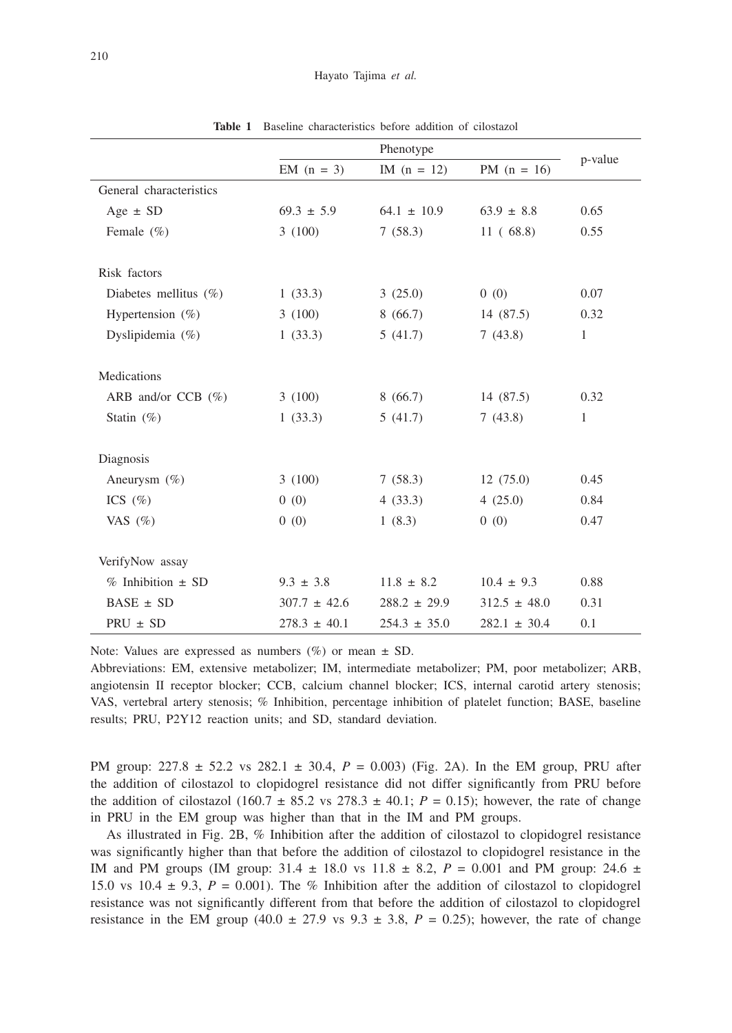**Table 1** Baseline characteristics before addition of cilostazol

| | Phenotype | | | p-value |
|---|---|---|---|---|
| | EM (n = 3) | IM (n = 12) | PM (n = 16) | |
| General characteristics | | | | |
| Age ± SD | 69.3 ± 5.9 | 64.1 ± 10.9 | 63.9 ± 8.8 | 0.65 |
| Female (%) | 3 (100) | 7 (58.3) | 11 ( 68.8) | 0.55 |
| Risk factors | | | | |
| Diabetes mellitus (%) | 1 (33.3) | 3 (25.0) | 0 (0) | 0.07 |
| Hypertension (%) | 3 (100) | 8 (66.7) | 14 (87.5) | 0.32 |
| Dyslipidemia (%) | 1 (33.3) | 5 (41.7) | 7 (43.8) | 1 |
| Medications | | | | |
| ARB and/or CCB (%) | 3 (100) | 8 (66.7) | 14 (87.5) | 0.32 |
| Statin (%) | 1 (33.3) | 5 (41.7) | 7 (43.8) | 1 |
| Diagnosis | | | | |
| Aneurysm (%) | 3 (100) | 7 (58.3) | 12 (75.0) | 0.45 |
| ICS (%) | 0 (0) | 4 (33.3) | 4 (25.0) | 0.84 |
| VAS (%) | 0 (0) | 1 (8.3) | 0 (0) | 0.47 |
| VerifyNow assay | | | | |
| % Inhibition ± SD | 9.3 ± 3.8 | 11.8 ± 8.2 | 10.4 ± 9.3 | 0.88 |
| BASE ± SD | 307.7 ± 42.6 | 288.2 ± 29.9 | 312.5 ± 48.0 | 0.31 |
| PRU ± SD | 278.3 ± 40.1 | 254.3 ± 35.0 | 282.1 ± 30.4 | 0.1 |

Note: Values are expressed as numbers (%) or mean ± SD.

Abbreviations: EM, extensive metabolizer; IM, intermediate metabolizer; PM, poor metabolizer; ARB, angiotensin II receptor blocker; CCB, calcium channel blocker; ICS, internal carotid artery stenosis; VAS, vertebral artery stenosis; % Inhibition, percentage inhibition of platelet function; BASE, baseline results; PRU, P2Y12 reaction units; and SD, standard deviation.

PM group: 227.8 ± 52.2 vs 282.1 ± 30.4, $P = 0.003$) (Fig. 2A). In the EM group, PRU after the addition of cilostazol to clopidogrel resistance did not differ significantly from PRU before the addition of cilostazol (160.7 ± 85.2 vs 278.3 ± 40.1; $P = 0.15$); however, the rate of change in PRU in the EM group was higher than that in the IM and PM groups.

As illustrated in Fig. 2B, % Inhibition after the addition of cilostazol to clopidogrel resistance was significantly higher than that before the addition of cilostazol to clopidogrel resistance in the IM and PM groups (IM group: 31.4 ± 18.0 vs 11.8 ± 8.2, $P = 0.001$ and PM group: 24.6 ± 15.0 vs 10.4 ± 9.3, $P = 0.001$). The % Inhibition after the addition of cilostazol to clopidogrel resistance was not significantly different from that before the addition of cilostazol to clopidogrel resistance in the EM group (40.0 ± 27.9 vs 9.3 ± 3.8, $P = 0.25$); however, the rate of change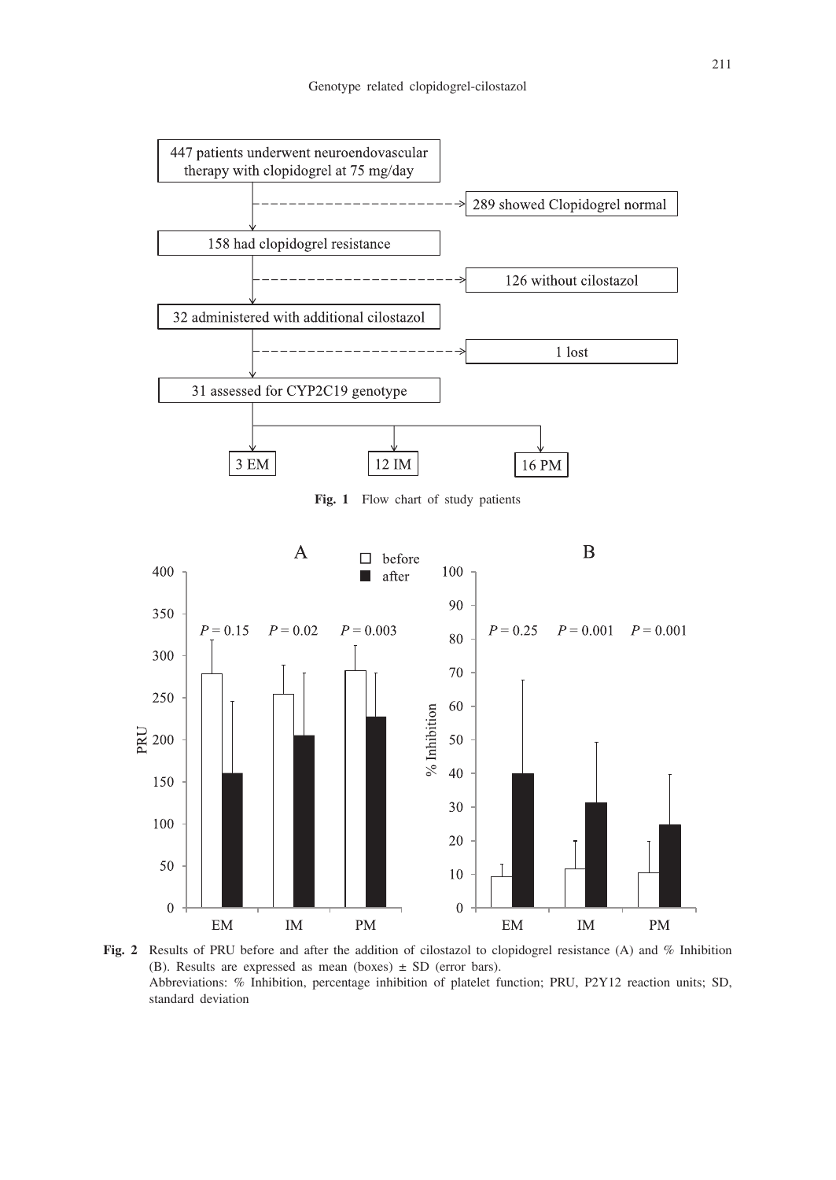447 patients underwent neuroendovascular therapy with clopidogrel at 75 mg/day

289 showed Clopidogrel normal

158 had clopidogrel resistance

126 without cilostazol

32 administered with additional cilostazol

1 lost

31 assessed for CYP2C19 genotype

3 EM

12 IM

16 PM

**Fig. 1** Flow chart of study patients

A

□ before
■ after

$P = 0.15$ $P = 0.02$ $P = 0.003$

PRU

EM IM PM

B

$P = 0.25$ $P = 0.001$ $P = 0.001$

% Inhibition

EM IM PM

**Fig. 2** Results of PRU before and after the addition of cilostazol to clopidogrel resistance (A) and % Inhibition (B). Results are expressed as mean (boxes) ± SD (error bars).
Abbreviations: % Inhibition, percentage inhibition of platelet function; PRU, P2Y12 reaction units; SD, standard deviation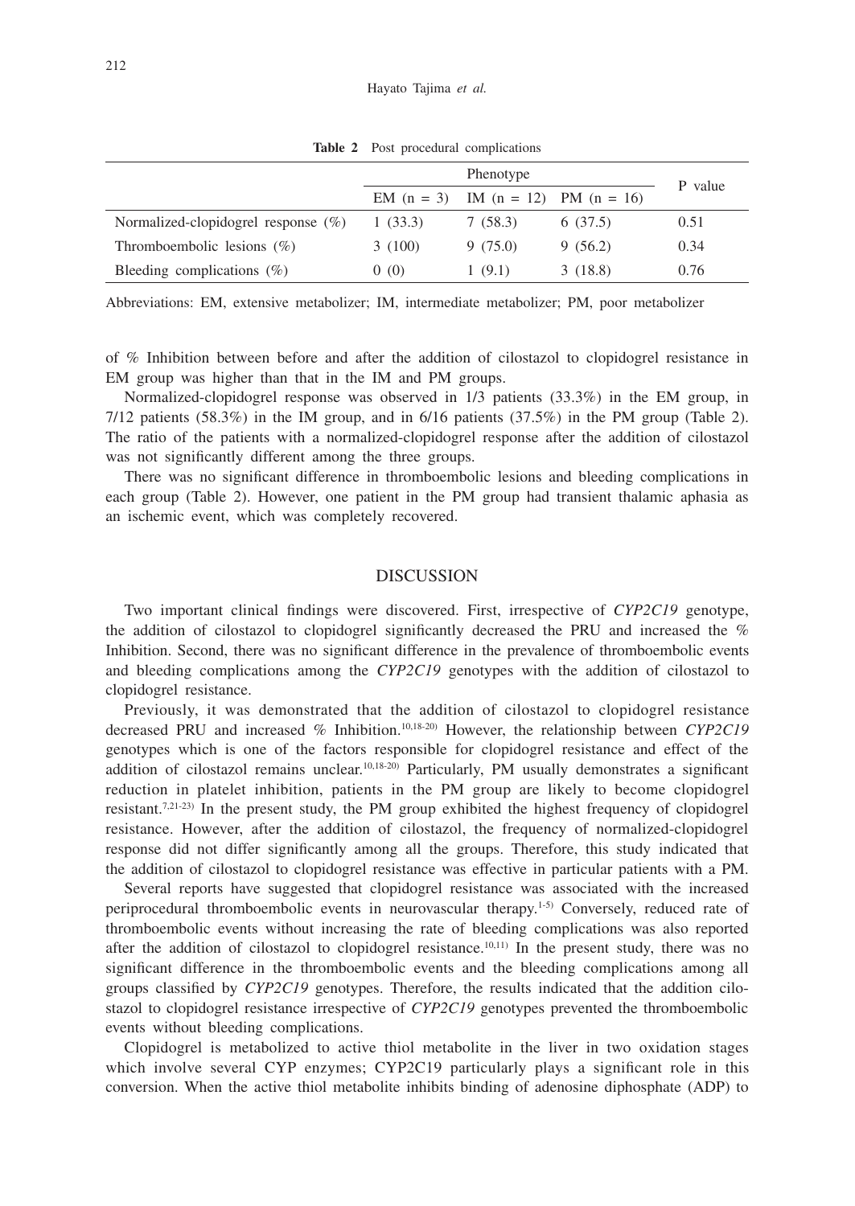**Table 2** Post procedural complications

| | Phenotype | | | P value |
|---|---|---|---|---|
| | EM (n = 3) | IM (n = 12) | PM (n = 16) | |
| Normalized-clopidogrel response (%) | 1 (33.3) | 7 (58.3) | 6 (37.5) | 0.51 |
| Thromboembolic lesions (%) | 3 (100) | 9 (75.0) | 9 (56.2) | 0.34 |
| Bleeding complications (%) | 0 (0) | 1 (9.1) | 3 (18.8) | 0.76 |

Abbreviations: EM, extensive metabolizer; IM, intermediate metabolizer; PM, poor metabolizer

of % Inhibition between before and after the addition of cilostazol to clopidogrel resistance in EM group was higher than that in the IM and PM groups.

Normalized-clopidogrel response was observed in 1/3 patients (33.3%) in the EM group, in 7/12 patients (58.3%) in the IM group, and in 6/16 patients (37.5%) in the PM group (Table 2). The ratio of the patients with a normalized-clopidogrel response after the addition of cilostazol was not significantly different among the three groups.

There was no significant difference in thromboembolic lesions and bleeding complications in each group (Table 2). However, one patient in the PM group had transient thalamic aphasia as an ischemic event, which was completely recovered.

## DISCUSSION

Two important clinical findings were discovered. First, irrespective of *CYP2C19* genotype, the addition of cilostazol to clopidogrel significantly decreased the PRU and increased the % Inhibition. Second, there was no significant difference in the prevalence of thromboembolic events and bleeding complications among the *CYP2C19* genotypes with the addition of cilostazol to clopidogrel resistance.

Previously, it was demonstrated that the addition of cilostazol to clopidogrel resistance decreased PRU and increased % Inhibition.[10,18-20] However, the relationship between *CYP2C19* genotypes which is one of the factors responsible for clopidogrel resistance and effect of the addition of cilostazol remains unclear.[10,18-20] Particularly, PM usually demonstrates a significant reduction in platelet inhibition, patients in the PM group are likely to become clopidogrel resistant.[7,21-23] In the present study, the PM group exhibited the highest frequency of clopidogrel resistance. However, after the addition of cilostazol, the frequency of normalized-clopidogrel response did not differ significantly among all the groups. Therefore, this study indicated that the addition of cilostazol to clopidogrel resistance was effective in particular patients with a PM.

Several reports have suggested that clopidogrel resistance was associated with the increased periprocedural thromboembolic events in neurovascular therapy.[1-5] Conversely, reduced rate of thromboembolic events without increasing the rate of bleeding complications was also reported after the addition of cilostazol to clopidogrel resistance.[10,11] In the present study, there was no significant difference in the thromboembolic events and the bleeding complications among all groups classified by *CYP2C19* genotypes. Therefore, the results indicated that the addition cilostazol to clopidogrel resistance irrespective of *CYP2C19* genotypes prevented the thromboembolic events without bleeding complications.

Clopidogrel is metabolized to active thiol metabolite in the liver in two oxidation stages which involve several CYP enzymes; CYP2C19 particularly plays a significant role in this conversion. When the active thiol metabolite inhibits binding of adenosine diphosphate (ADP) to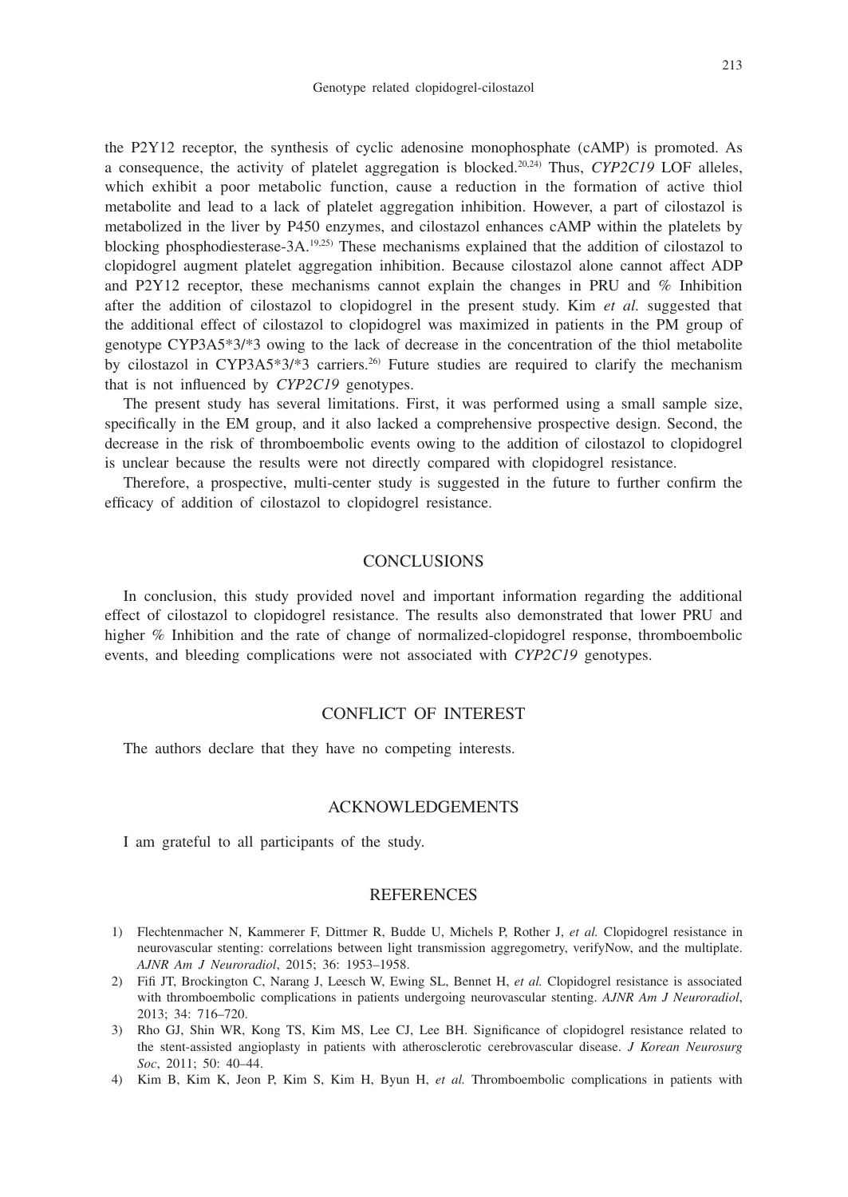the P2Y12 receptor, the synthesis of cyclic adenosine monophosphate (cAMP) is promoted. As a consequence, the activity of platelet aggregation is blocked.[20,24] Thus, *CYP2C19* LOF alleles, which exhibit a poor metabolic function, cause a reduction in the formation of active thiol metabolite and lead to a lack of platelet aggregation inhibition. However, a part of cilostazol is metabolized in the liver by P450 enzymes, and cilostazol enhances cAMP within the platelets by blocking phosphodiesterase-3A.[19,25] These mechanisms explained that the addition of cilostazol to clopidogrel augment platelet aggregation inhibition. Because cilostazol alone cannot affect ADP and P2Y12 receptor, these mechanisms cannot explain the changes in PRU and % Inhibition after the addition of cilostazol to clopidogrel in the present study. Kim *et al.* suggested that the additional effect of cilostazol to clopidogrel was maximized in patients in the PM group of genotype CYP3A5*3/*3 owing to the lack of decrease in the concentration of the thiol metabolite by cilostazol in CYP3A5*3/*3 carriers.[26] Future studies are required to clarify the mechanism that is not influenced by *CYP2C19* genotypes.

The present study has several limitations. First, it was performed using a small sample size, specifically in the EM group, and it also lacked a comprehensive prospective design. Second, the decrease in the risk of thromboembolic events owing to the addition of cilostazol to clopidogrel is unclear because the results were not directly compared with clopidogrel resistance.

Therefore, a prospective, multi-center study is suggested in the future to further confirm the efficacy of addition of cilostazol to clopidogrel resistance.

## CONCLUSIONS

In conclusion, this study provided novel and important information regarding the additional effect of cilostazol to clopidogrel resistance. The results also demonstrated that lower PRU and higher % Inhibition and the rate of change of normalized-clopidogrel response, thromboembolic events, and bleeding complications were not associated with *CYP2C19* genotypes.

## CONFLICT OF INTEREST

The authors declare that they have no competing interests.

## ACKNOWLEDGEMENTS

I am grateful to all participants of the study.

## REFERENCES

1) Flechtenmacher N, Kammerer F, Dittmer R, Budde U, Michels P, Rother J, *et al.* Clopidogrel resistance in neurovascular stenting: correlations between light transmission aggregometry, verifyNow, and the multiplate. *AJNR Am J Neuroradiol*, 2015; 36: 1953–1958.
2) Fifi JT, Brockington C, Narang J, Leesch W, Ewing SL, Bennet H, *et al.* Clopidogrel resistance is associated with thromboembolic complications in patients undergoing neurovascular stenting. *AJNR Am J Neuroradiol*, 2013; 34: 716–720.
3) Rho GJ, Shin WR, Kong TS, Kim MS, Lee CJ, Lee BH. Significance of clopidogrel resistance related to the stent-assisted angioplasty in patients with atherosclerotic cerebrovascular disease. *J Korean Neurosurg Soc*, 2011; 50: 40–44.
4) Kim B, Kim K, Jeon P, Kim S, Kim H, Byun H, *et al.* Thromboembolic complications in patients with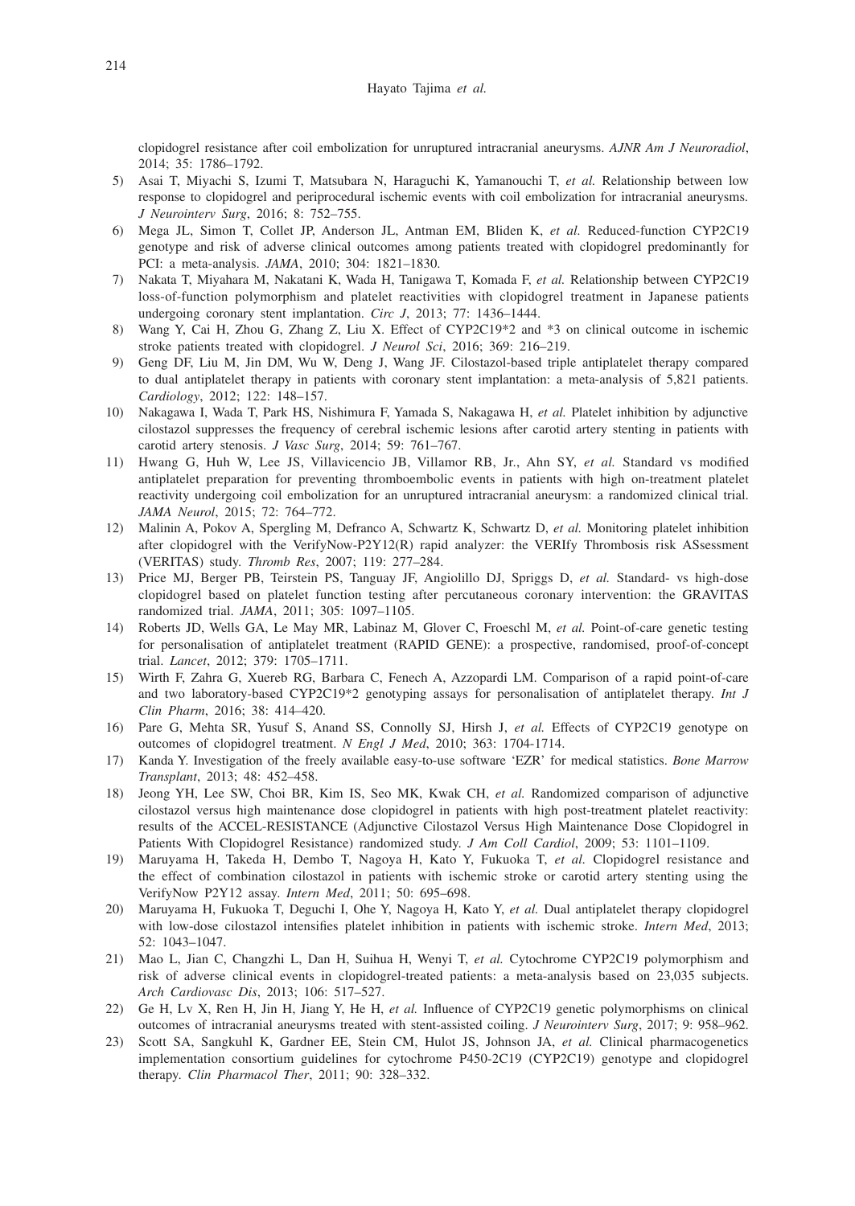clopidogrel resistance after coil embolization for unruptured intracranial aneurysms. *AJNR Am J Neuroradiol*, 2014; 35: 1786–1792.

5) Asai T, Miyachi S, Izumi T, Matsubara N, Haraguchi K, Yamanouchi T, *et al.* Relationship between low response to clopidogrel and periprocedural ischemic events with coil embolization for intracranial aneurysms. *J Neurointerv Surg*, 2016; 8: 752–755.
6) Mega JL, Simon T, Collet JP, Anderson JL, Antman EM, Bliden K, *et al.* Reduced-function CYP2C19 genotype and risk of adverse clinical outcomes among patients treated with clopidogrel predominantly for PCI: a meta-analysis. *JAMA*, 2010; 304: 1821–1830.
7) Nakata T, Miyahara M, Nakatani K, Wada H, Tanigawa T, Komada F, *et al.* Relationship between CYP2C19 loss-of-function polymorphism and platelet reactivities with clopidogrel treatment in Japanese patients undergoing coronary stent implantation. *Circ J*, 2013; 77: 1436–1444.
8) Wang Y, Cai H, Zhou G, Zhang Z, Liu X. Effect of CYP2C19*2 and *3 on clinical outcome in ischemic stroke patients treated with clopidogrel. *J Neurol Sci*, 2016; 369: 216–219.
9) Geng DF, Liu M, Jin DM, Wu W, Deng J, Wang JF. Cilostazol-based triple antiplatelet therapy compared to dual antiplatelet therapy in patients with coronary stent implantation: a meta-analysis of 5,821 patients. *Cardiology*, 2012; 122: 148–157.
10) Nakagawa I, Wada T, Park HS, Nishimura F, Yamada S, Nakagawa H, *et al.* Platelet inhibition by adjunctive cilostazol suppresses the frequency of cerebral ischemic lesions after carotid artery stenting in patients with carotid artery stenosis. *J Vasc Surg*, 2014; 59: 761–767.
11) Hwang G, Huh W, Lee JS, Villavicencio JB, Villamor RB, Jr., Ahn SY, *et al.* Standard vs modified antiplatelet preparation for preventing thromboembolic events in patients with high on-treatment platelet reactivity undergoing coil embolization for an unruptured intracranial aneurysm: a randomized clinical trial. *JAMA Neurol*, 2015; 72: 764–772.
12) Malinin A, Pokov A, Spergling M, Defranco A, Schwartz K, Schwartz D, *et al.* Monitoring platelet inhibition after clopidogrel with the VerifyNow-P2Y12(R) rapid analyzer: the VERIfy Thrombosis risk ASsessment (VERITAS) study. *Thromb Res*, 2007; 119: 277–284.
13) Price MJ, Berger PB, Teirstein PS, Tanguay JF, Angiolillo DJ, Spriggs D, *et al.* Standard- vs high-dose clopidogrel based on platelet function testing after percutaneous coronary intervention: the GRAVITAS randomized trial. *JAMA*, 2011; 305: 1097–1105.
14) Roberts JD, Wells GA, Le May MR, Labinaz M, Glover C, Froeschl M, *et al.* Point-of-care genetic testing for personalisation of antiplatelet treatment (RAPID GENE): a prospective, randomised, proof-of-concept trial. *Lancet*, 2012; 379: 1705–1711.
15) Wirth F, Zahra G, Xuereb RG, Barbara C, Fenech A, Azzopardi LM. Comparison of a rapid point-of-care and two laboratory-based CYP2C19*2 genotyping assays for personalisation of antiplatelet therapy. *Int J Clin Pharm*, 2016; 38: 414–420.
16) Pare G, Mehta SR, Yusuf S, Anand SS, Connolly SJ, Hirsh J, *et al.* Effects of CYP2C19 genotype on outcomes of clopidogrel treatment. *N Engl J Med*, 2010; 363: 1704-1714.
17) Kanda Y. Investigation of the freely available easy-to-use software 'EZR' for medical statistics. *Bone Marrow Transplant*, 2013; 48: 452–458.
18) Jeong YH, Lee SW, Choi BR, Kim IS, Seo MK, Kwak CH, *et al.* Randomized comparison of adjunctive cilostazol versus high maintenance dose clopidogrel in patients with high post-treatment platelet reactivity: results of the ACCEL-RESISTANCE (Adjunctive Cilostazol Versus High Maintenance Dose Clopidogrel in Patients With Clopidogrel Resistance) randomized study. *J Am Coll Cardiol*, 2009; 53: 1101–1109.
19) Maruyama H, Takeda H, Dembo T, Nagoya H, Kato Y, Fukuoka T, *et al.* Clopidogrel resistance and the effect of combination cilostazol in patients with ischemic stroke or carotid artery stenting using the VerifyNow P2Y12 assay. *Intern Med*, 2011; 50: 695–698.
20) Maruyama H, Fukuoka T, Deguchi I, Ohe Y, Nagoya H, Kato Y, *et al.* Dual antiplatelet therapy clopidogrel with low-dose cilostazol intensifies platelet inhibition in patients with ischemic stroke. *Intern Med*, 2013; 52: 1043–1047.
21) Mao L, Jian C, Changzhi L, Dan H, Suihua H, Wenyi T, *et al.* Cytochrome CYP2C19 polymorphism and risk of adverse clinical events in clopidogrel-treated patients: a meta-analysis based on 23,035 subjects. *Arch Cardiovasc Dis*, 2013; 106: 517–527.
22) Ge H, Lv X, Ren H, Jin H, Jiang Y, He H, *et al.* Influence of CYP2C19 genetic polymorphisms on clinical outcomes of intracranial aneurysms treated with stent-assisted coiling. *J Neurointerv Surg*, 2017; 9: 958–962.
23) Scott SA, Sangkuhl K, Gardner EE, Stein CM, Hulot JS, Johnson JA, *et al.* Clinical pharmacogenetics implementation consortium guidelines for cytochrome P450-2C19 (CYP2C19) genotype and clopidogrel therapy. *Clin Pharmacol Ther*, 2011; 90: 328–332.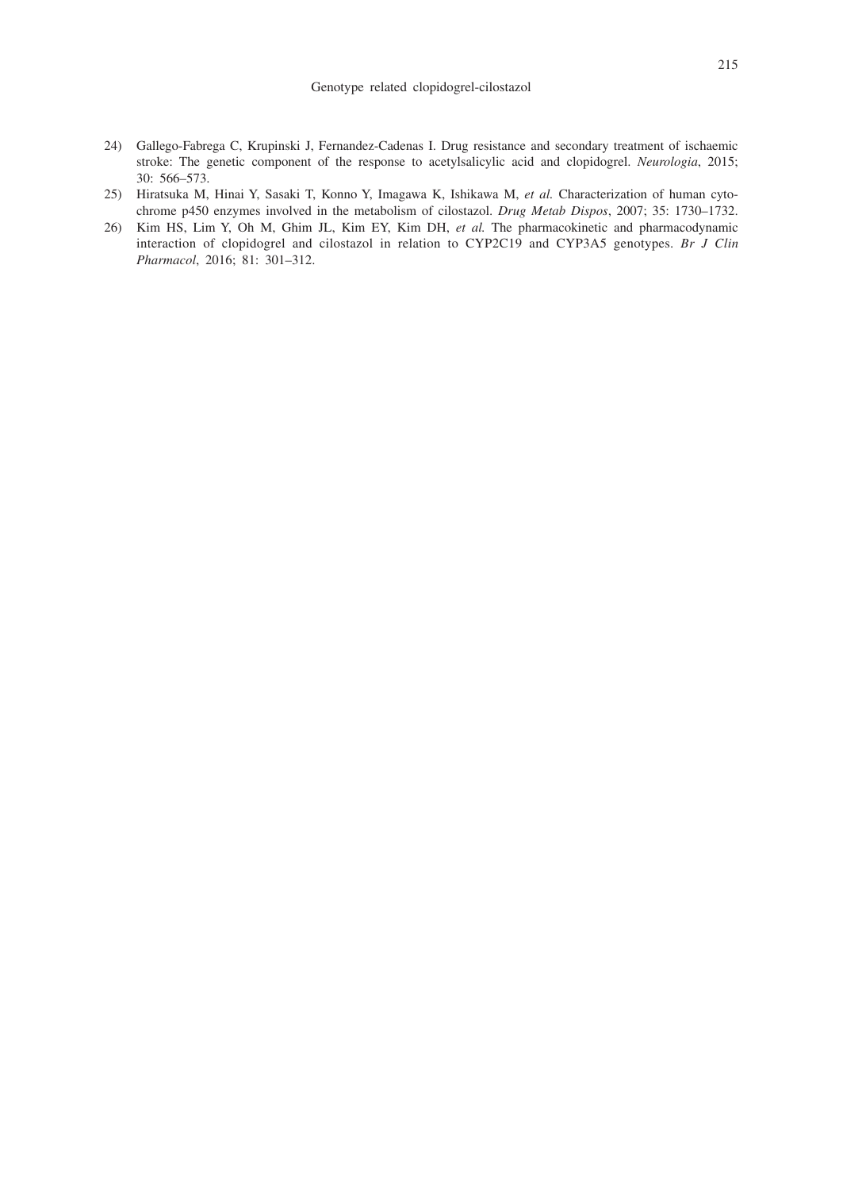24) Gallego-Fabrega C, Krupinski J, Fernandez-Cadenas I. Drug resistance and secondary treatment of ischaemic stroke: The genetic component of the response to acetylsalicylic acid and clopidogrel. *Neurologia*, 2015; 30: 566–573.
25) Hiratsuka M, Hinai Y, Sasaki T, Konno Y, Imagawa K, Ishikawa M, *et al.* Characterization of human cytochrome p450 enzymes involved in the metabolism of cilostazol. *Drug Metab Dispos*, 2007; 35: 1730–1732.
26) Kim HS, Lim Y, Oh M, Ghim JL, Kim EY, Kim DH, *et al.* The pharmacokinetic and pharmacodynamic interaction of clopidogrel and cilostazol in relation to CYP2C19 and CYP3A5 genotypes. *Br J Clin Pharmacol*, 2016; 81: 301–312.